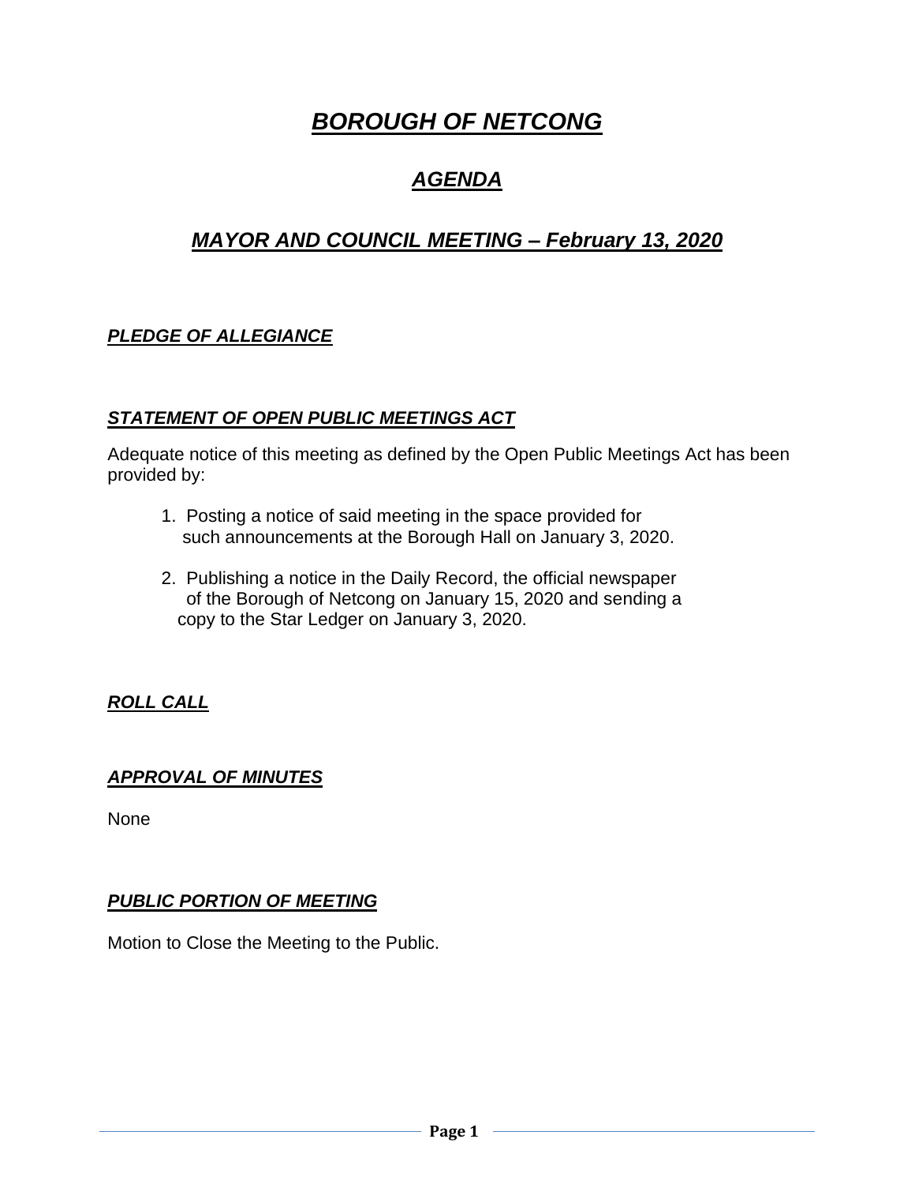# ***BOROUGH OF NETCONG***

## ***AGENDA***

## ***MAYOR AND COUNCIL MEETING – February 13, 2020***

### ***PLEDGE OF ALLEGIANCE***

### ***STATEMENT OF OPEN PUBLIC MEETINGS ACT***

Adequate notice of this meeting as defined by the Open Public Meetings Act has been provided by:

1. Posting a notice of said meeting in the space provided for such announcements at the Borough Hall on January 3, 2020.

2. Publishing a notice in the Daily Record, the official newspaper of the Borough of Netcong on January 15, 2020 and sending a copy to the Star Ledger on January 3, 2020.

### ***ROLL CALL***

### ***APPROVAL OF MINUTES***

None

### ***PUBLIC PORTION OF MEETING***

Motion to Close the Meeting to the Public.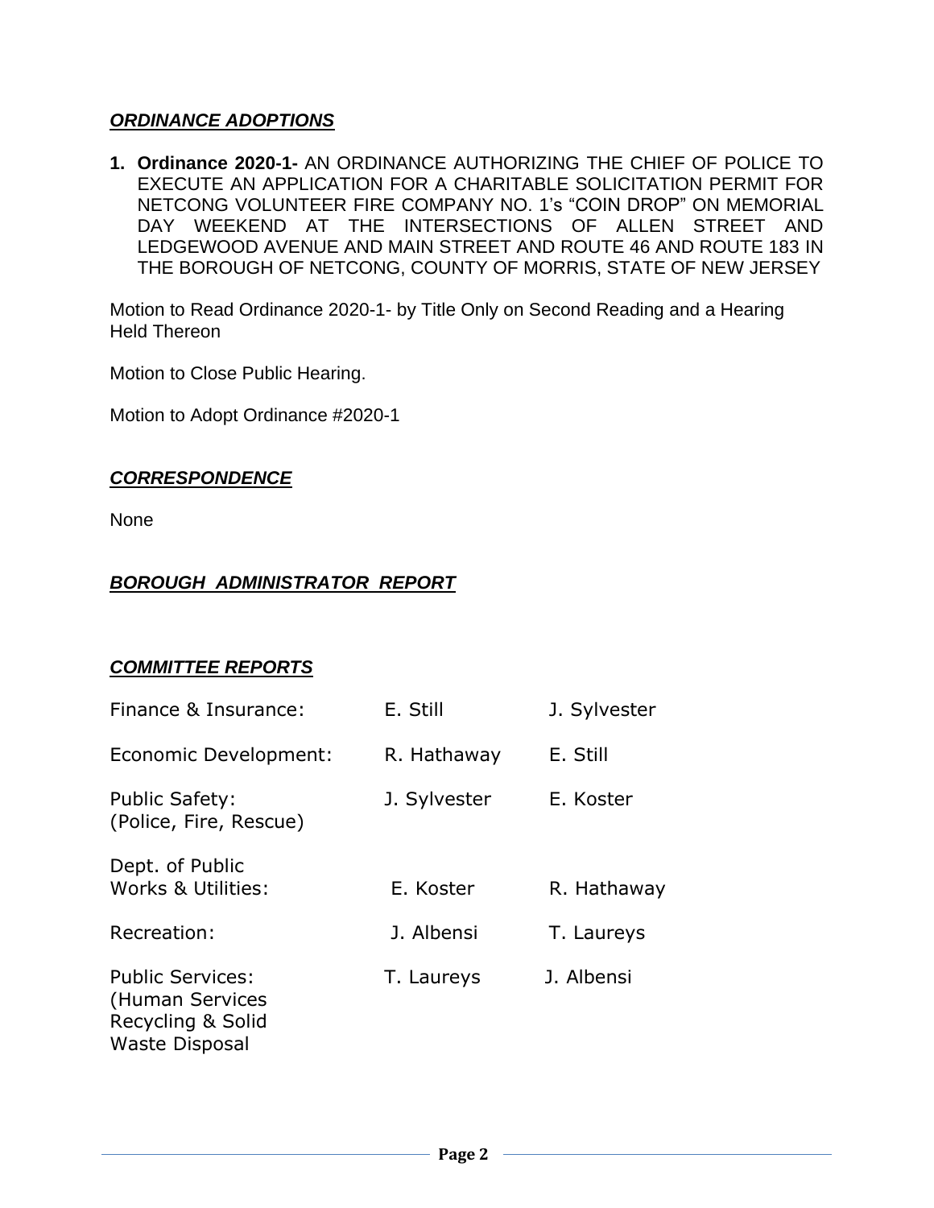### ***ORDINANCE ADOPTIONS***

1. **Ordinance 2020-1-** AN ORDINANCE AUTHORIZING THE CHIEF OF POLICE TO EXECUTE AN APPLICATION FOR A CHARITABLE SOLICITATION PERMIT FOR NETCONG VOLUNTEER FIRE COMPANY NO. 1's "COIN DROP" ON MEMORIAL DAY WEEKEND AT THE INTERSECTIONS OF ALLEN STREET AND LEDGEWOOD AVENUE AND MAIN STREET AND ROUTE 46 AND ROUTE 183 IN THE BOROUGH OF NETCONG, COUNTY OF MORRIS, STATE OF NEW JERSEY

Motion to Read Ordinance 2020-1- by Title Only on Second Reading and a Hearing Held Thereon

Motion to Close Public Hearing.

Motion to Adopt Ordinance #2020-1

### ***CORRESPONDENCE***

None

### ***BOROUGH ADMINISTRATOR REPORT***

### ***COMMITTEE REPORTS***

| | | |
|---|---|---|
| Finance & Insurance: | E. Still | J. Sylvester |
| Economic Development: | R. Hathaway | E. Still |
| Public Safety: (Police, Fire, Rescue) | J. Sylvester | E. Koster |
| Dept. of Public Works & Utilities: | E. Koster | R. Hathaway |
| Recreation: | J. Albensi | T. Laureys |
| Public Services: (Human Services Recycling & Solid Waste Disposal | T. Laureys | J. Albensi |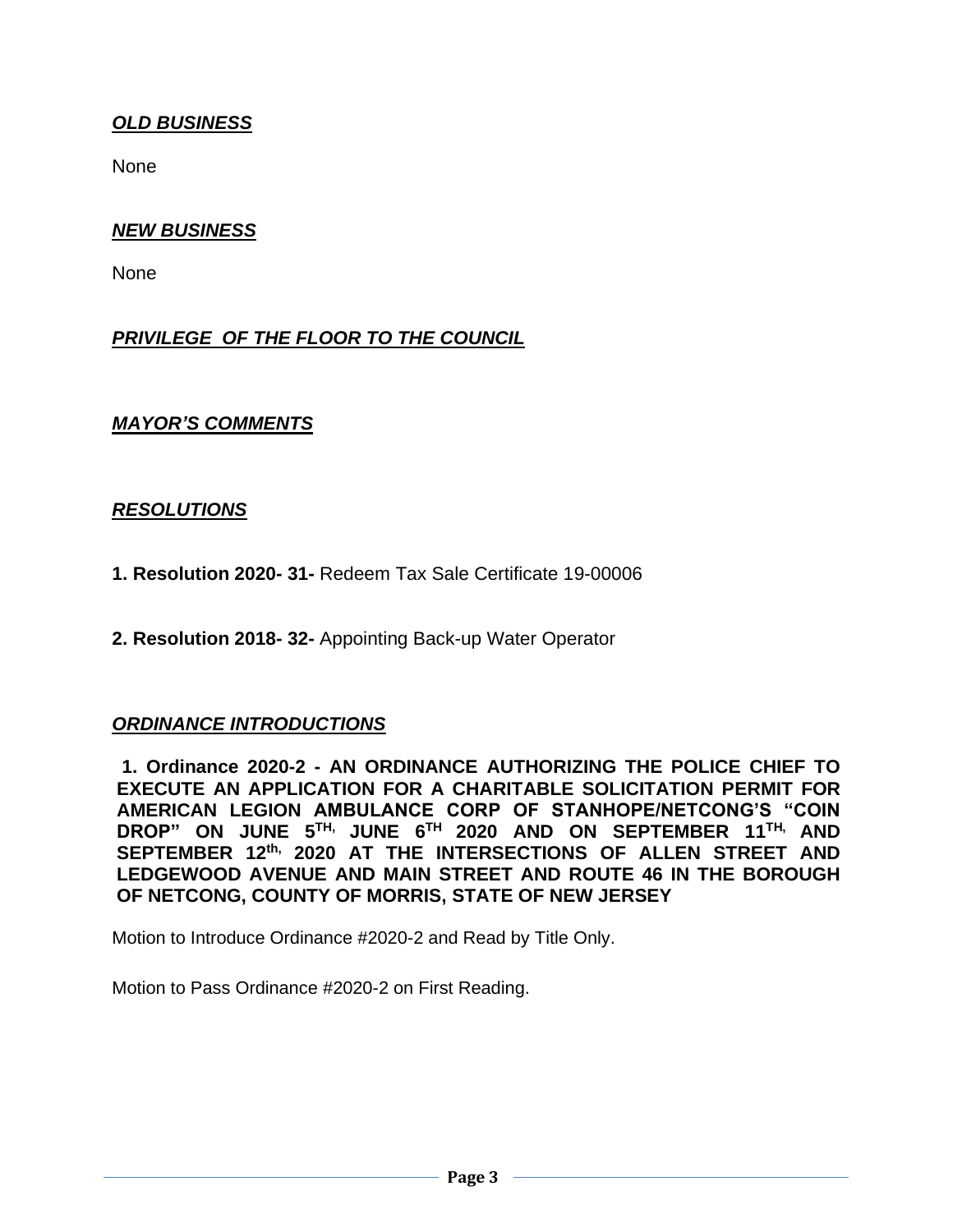## ***OLD BUSINESS***

None

## ***NEW BUSINESS***

None

## ***PRIVILEGE OF THE FLOOR TO THE COUNCIL***

## ***MAYOR'S COMMENTS***

## ***RESOLUTIONS***

**1. Resolution 2020- 31-** Redeem Tax Sale Certificate 19-00006

**2. Resolution 2018- 32-** Appointing Back-up Water Operator

## ***ORDINANCE INTRODUCTIONS***

**1. Ordinance 2020-2 - AN ORDINANCE AUTHORIZING THE POLICE CHIEF TO EXECUTE AN APPLICATION FOR A CHARITABLE SOLICITATION PERMIT FOR AMERICAN LEGION AMBULANCE CORP OF STANHOPE/NETCONG'S "COIN DROP" ON JUNE 5TH, JUNE 6TH 2020 AND ON SEPTEMBER 11TH, AND SEPTEMBER 12th, 2020 AT THE INTERSECTIONS OF ALLEN STREET AND LEDGEWOOD AVENUE AND MAIN STREET AND ROUTE 46 IN THE BOROUGH OF NETCONG, COUNTY OF MORRIS, STATE OF NEW JERSEY**

Motion to Introduce Ordinance #2020-2 and Read by Title Only.

Motion to Pass Ordinance #2020-2 on First Reading.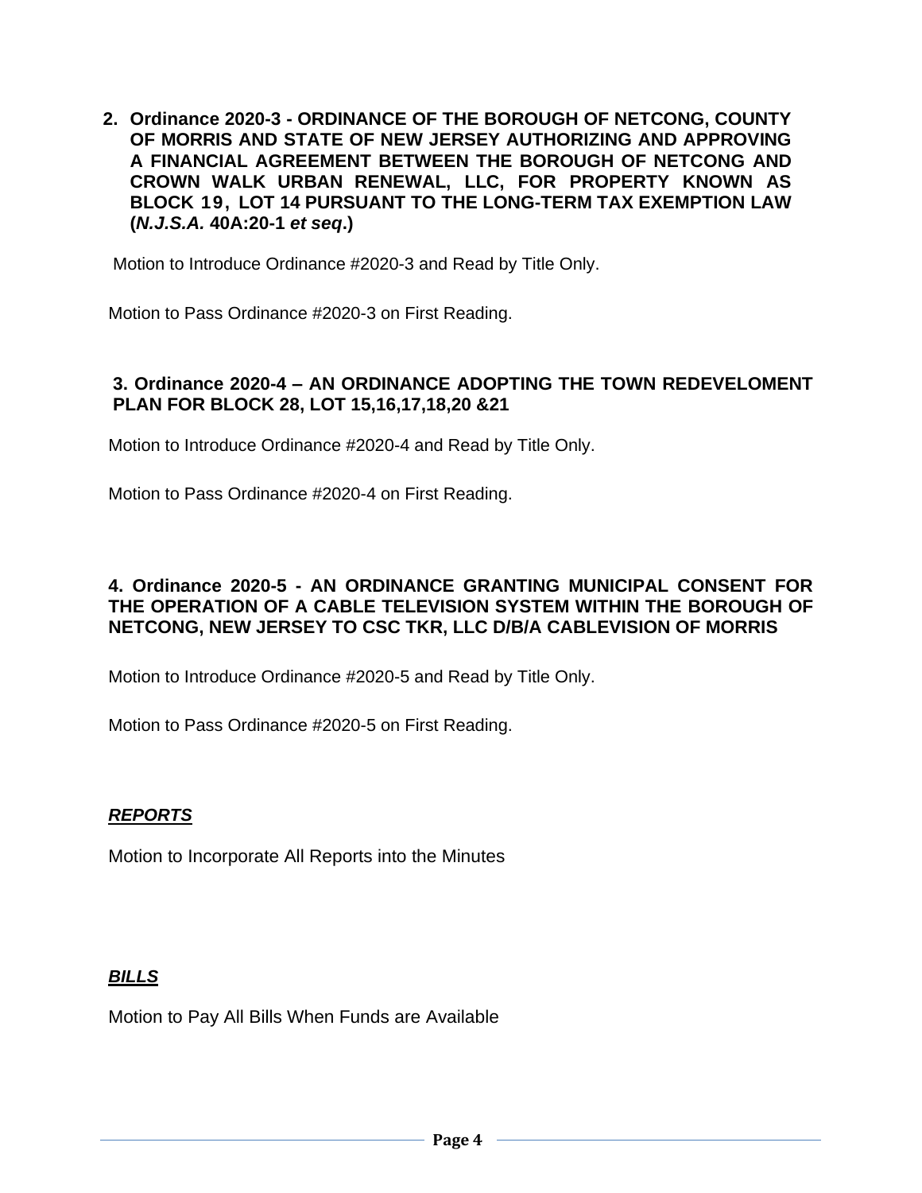**2. Ordinance 2020-3 - ORDINANCE OF THE BOROUGH OF NETCONG, COUNTY OF MORRIS AND STATE OF NEW JERSEY AUTHORIZING AND APPROVING A FINANCIAL AGREEMENT BETWEEN THE BOROUGH OF NETCONG AND CROWN WALK URBAN RENEWAL, LLC, FOR PROPERTY KNOWN AS BLOCK 19, LOT 14 PURSUANT TO THE LONG-TERM TAX EXEMPTION LAW (*N.J.S.A.* 40A:20-1 *et seq*.)**

Motion to Introduce Ordinance #2020-3 and Read by Title Only.

Motion to Pass Ordinance #2020-3 on First Reading.

**3. Ordinance 2020-4 – AN ORDINANCE ADOPTING THE TOWN REDEVELOMENT PLAN FOR BLOCK 28, LOT 15,16,17,18,20 &21**

Motion to Introduce Ordinance #2020-4 and Read by Title Only.

Motion to Pass Ordinance #2020-4 on First Reading.

**4. Ordinance 2020-5 - AN ORDINANCE GRANTING MUNICIPAL CONSENT FOR THE OPERATION OF A CABLE TELEVISION SYSTEM WITHIN THE BOROUGH OF NETCONG, NEW JERSEY TO CSC TKR, LLC D/B/A CABLEVISION OF MORRIS**

Motion to Introduce Ordinance #2020-5 and Read by Title Only.

Motion to Pass Ordinance #2020-5 on First Reading.

***REPORTS***

Motion to Incorporate All Reports into the Minutes

***BILLS***

Motion to Pay All Bills When Funds are Available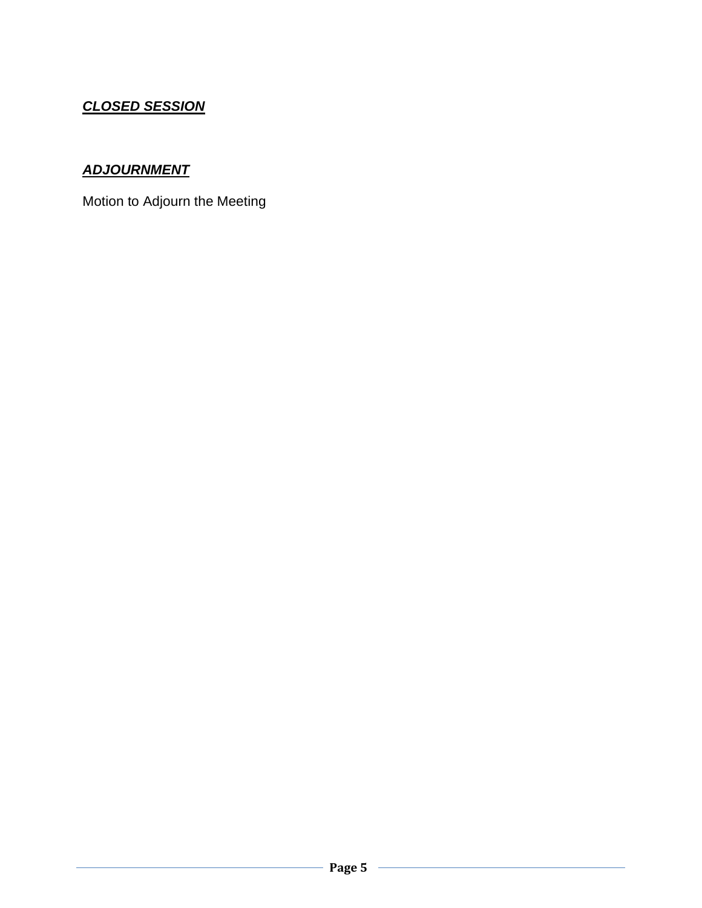***CLOSED SESSION***

***ADJOURNMENT***

Motion to Adjourn the Meeting